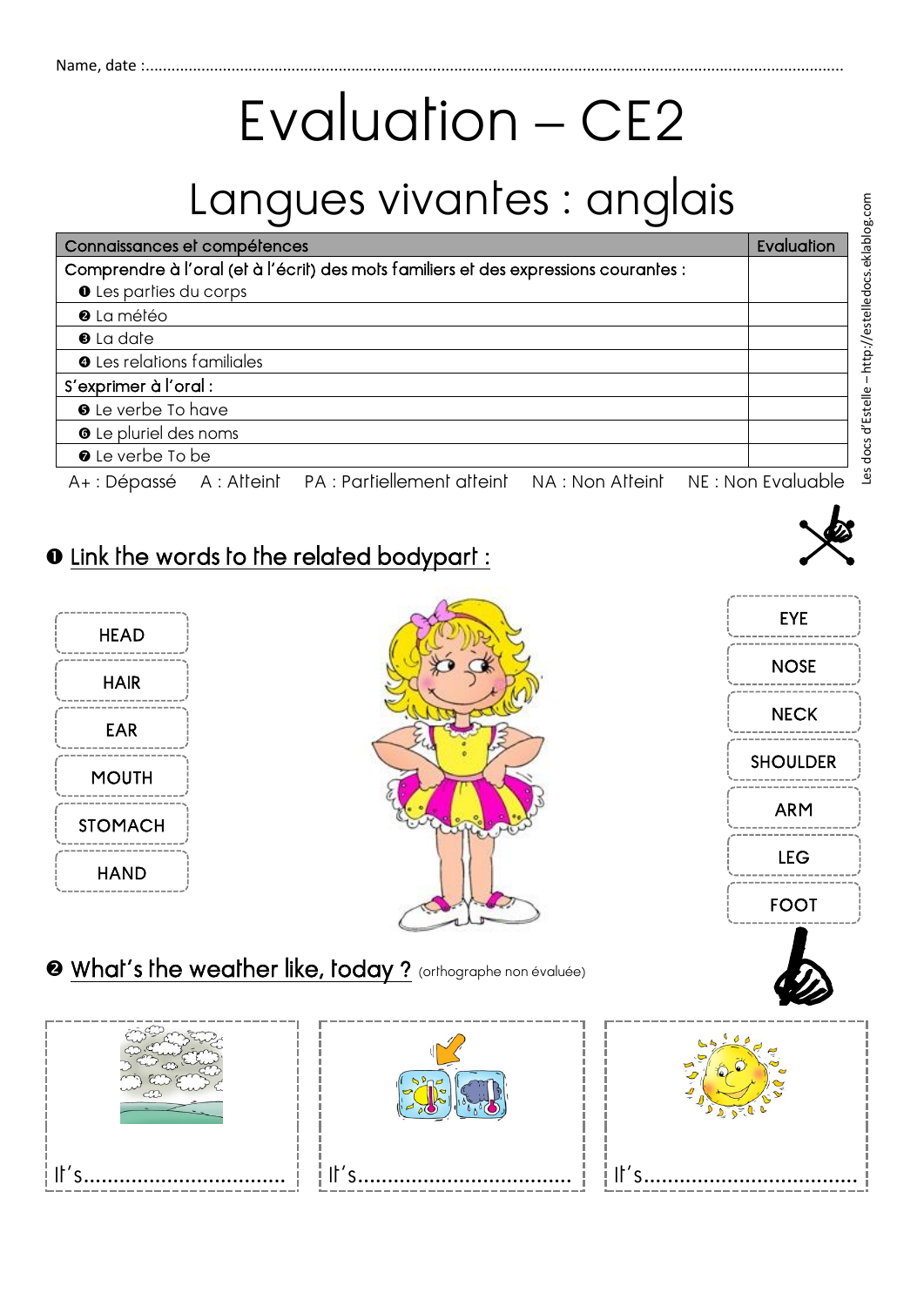Name, date :................................................................................................................................................................

# Evaluation – CE2

## Langues vivantes : anglais

| Connaissances et compétences | Evaluation |
|---|---|
| Comprendre à l'oral (et à l'écrit) des mots familiers et des expressions courantes : | |
| ❶ Les parties du corps | |
| ❷ La météo | |
| ❸ La date | |
| ❹ Les relations familiales | |
| S'exprimer à l'oral : | |
| ❺ Le verbe To have | |
| ❻ Le pluriel des noms | |
| ❼ Le verbe To be | |

A+ : Dépassé   A : Atteint   PA : Partiellement atteint   NA : Non Atteint   NE : Non Evaluable

### ❶ Link the words to the related bodypart :

HEAD

HAIR

EAR

MOUTH

STOMACH

HAND

EYE

NOSE

NECK

SHOULDER

ARM

LEG

FOOT

### ❷ What's the weather like, today ? (orthographe non évaluée)

It's..................................

It's..................................

It's..................................

Les docs d'Estelle – http://estelledocs.eklablog.com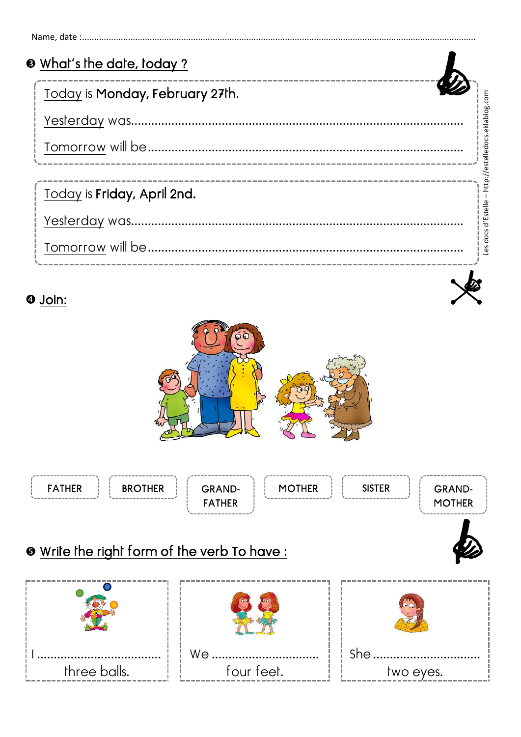Name, date :.......................................................................................................................................................

## ❸ What's the date, today ?

Today is **Monday, February 27th.**

Yesterday was.......................................................................................................

Tomorrow will be...................................................................................................

Today is **Friday, April 2nd.**

Yesterday was.......................................................................................................

Tomorrow will be...................................................................................................

Les docs d'Estelle – http://estelledocs.eklablog.com

## ❹ Join:

| FATHER | BROTHER | GRAND-FATHER | MOTHER | SISTER | GRAND-MOTHER |
|---|---|---|---|---|---|

## ❺ Write the right form of the verb To have :

| I ................................... three balls. | We ................................ four feet. | She ................................ two eyes. |
|---|---|---|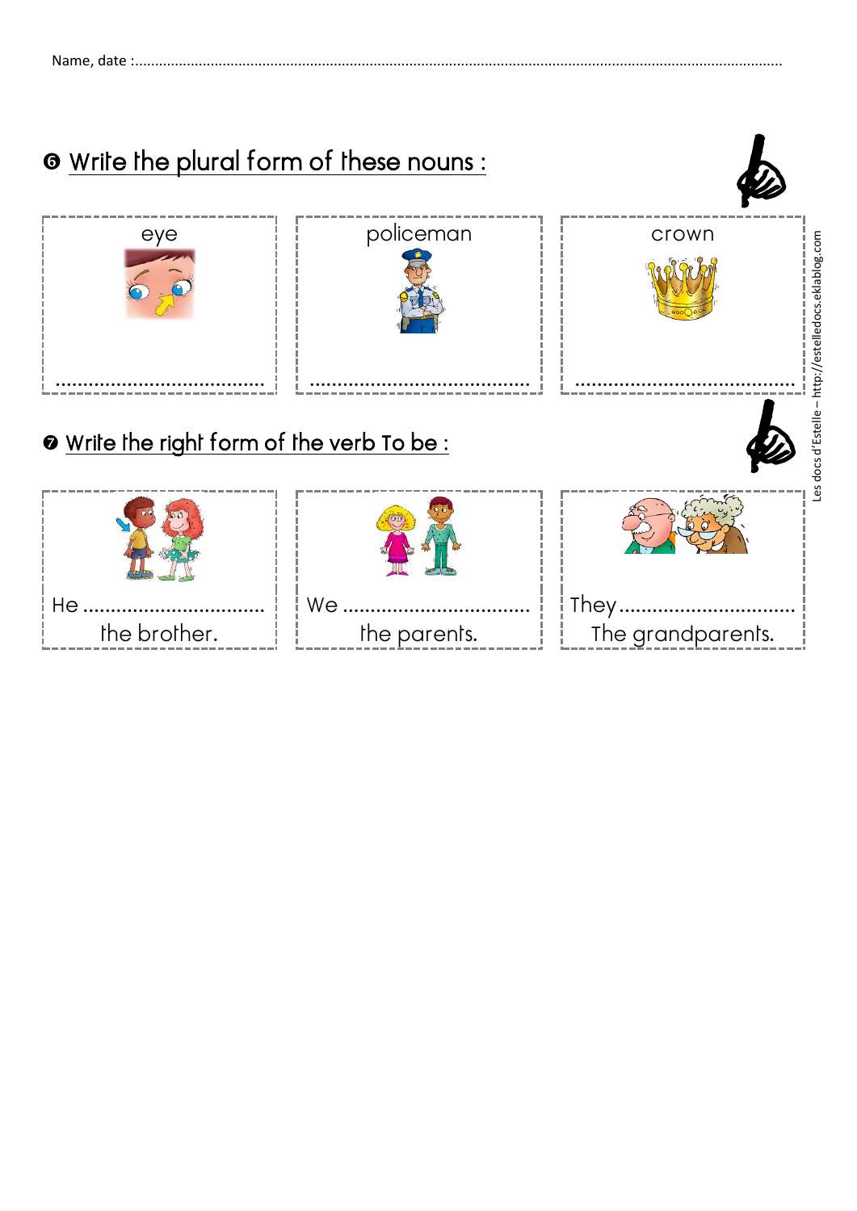Name, date :......................................................................................................................................................

## ❻ Write the plural form of these nouns :

| | | |
|---|---|---|
| eye | policeman | crown |
| ....................................... | ....................................... | ....................................... |

## ❼ Write the right form of the verb To be :

| | | |
|---|---|---|
| He ................................ the brother. | We ................................ the parents. | They ................................ The grandparents. |

Les docs d'Estelle – http://estelledocs.eklablog.com